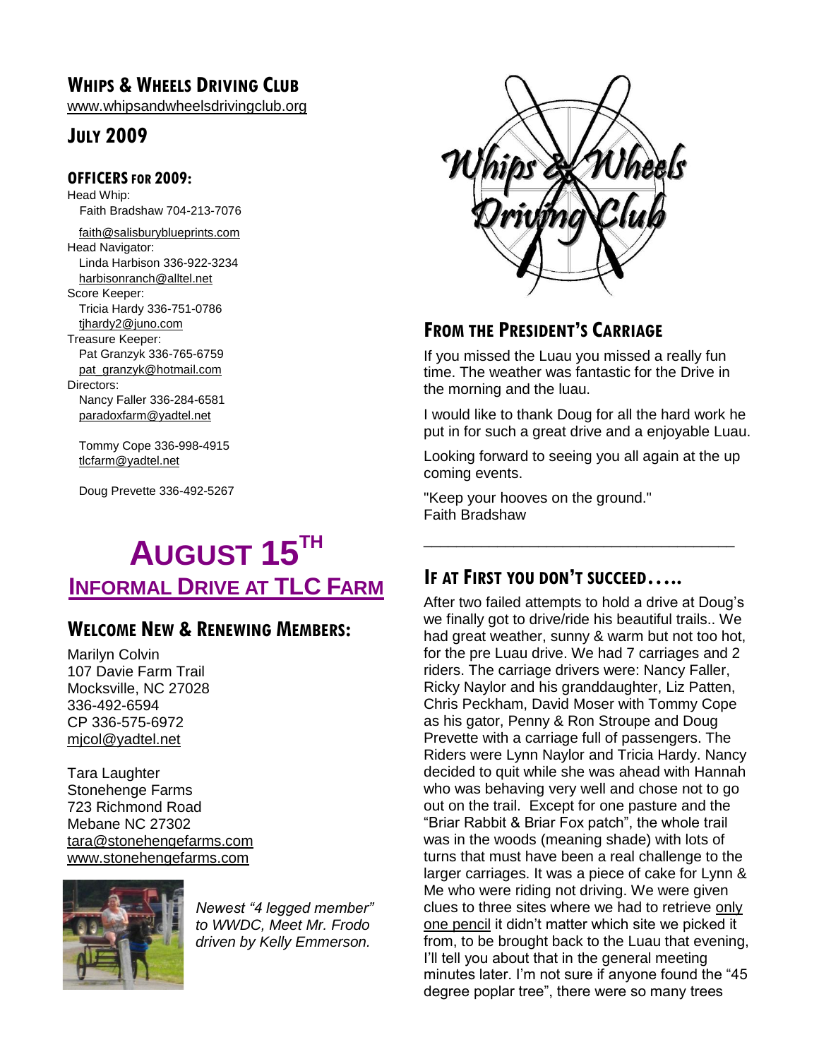# WHIPS & WHEELS DRIVING CLUB

www.whipsandwheelsdrivingclub.org

## JULY 2009

### OFFICERS FOR 2009:

Head Whip:
Faith Bradshaw 704-213-7076
faith@salisburyblueprints.com

Head Navigator:
Linda Harbison 336-922-3234
harbisonranch@alltel.net

Score Keeper:
Tricia Hardy 336-751-0786
tjhardy2@juno.com

Treasure Keeper:
Pat Granzyk 336-765-6759
pat_granzyk@hotmail.com

Directors:
Nancy Faller 336-284-6581
paradoxfarm@yadtel.net

Tommy Cope 336-998-4915
tlcfarm@yadtel.net

Doug Prevette 336-492-5267

# AUGUST 15TH

## INFORMAL DRIVE AT TLC FARM

## WELCOME NEW & RENEWING MEMBERS:

Marilyn Colvin
107 Davie Farm Trail
Mocksville, NC 27028
336-492-6594
CP 336-575-6972
mjcol@yadtel.net

Tara Laughter
Stonehenge Farms
723 Richmond Road
Mebane NC 27302
tara@stonehengefarms.com
www.stonehengefarms.com

*Newest "4 legged member" to WWDC, Meet Mr. Frodo driven by Kelly Emmerson.*

## FROM THE PRESIDENT'S CARRIAGE

If you missed the Luau you missed a really fun time. The weather was fantastic for the Drive in the morning and the luau.

I would like to thank Doug for all the hard work he put in for such a great drive and a enjoyable Luau.

Looking forward to seeing you all again at the up coming events.

"Keep your hooves on the ground."
Faith Bradshaw

---

## IF AT FIRST YOU DON'T SUCCEED…..

After two failed attempts to hold a drive at Doug's we finally got to drive/ride his beautiful trails.. We had great weather, sunny & warm but not too hot, for the pre Luau drive. We had 7 carriages and 2 riders. The carriage drivers were: Nancy Faller, Ricky Naylor and his granddaughter, Liz Patten, Chris Peckham, David Moser with Tommy Cope as his gator, Penny & Ron Stroupe and Doug Prevette with a carriage full of passengers. The Riders were Lynn Naylor and Tricia Hardy. Nancy decided to quit while she was ahead with Hannah who was behaving very well and chose not to go out on the trail. Except for one pasture and the "Briar Rabbit & Briar Fox patch", the whole trail was in the woods (meaning shade) with lots of turns that must have been a real challenge to the larger carriages. It was a piece of cake for Lynn & Me who were riding not driving. We were given clues to three sites where we had to retrieve only one pencil it didn't matter which site we picked it from, to be brought back to the Luau that evening, I'll tell you about that in the general meeting minutes later. I'm not sure if anyone found the "45 degree poplar tree", there were so many trees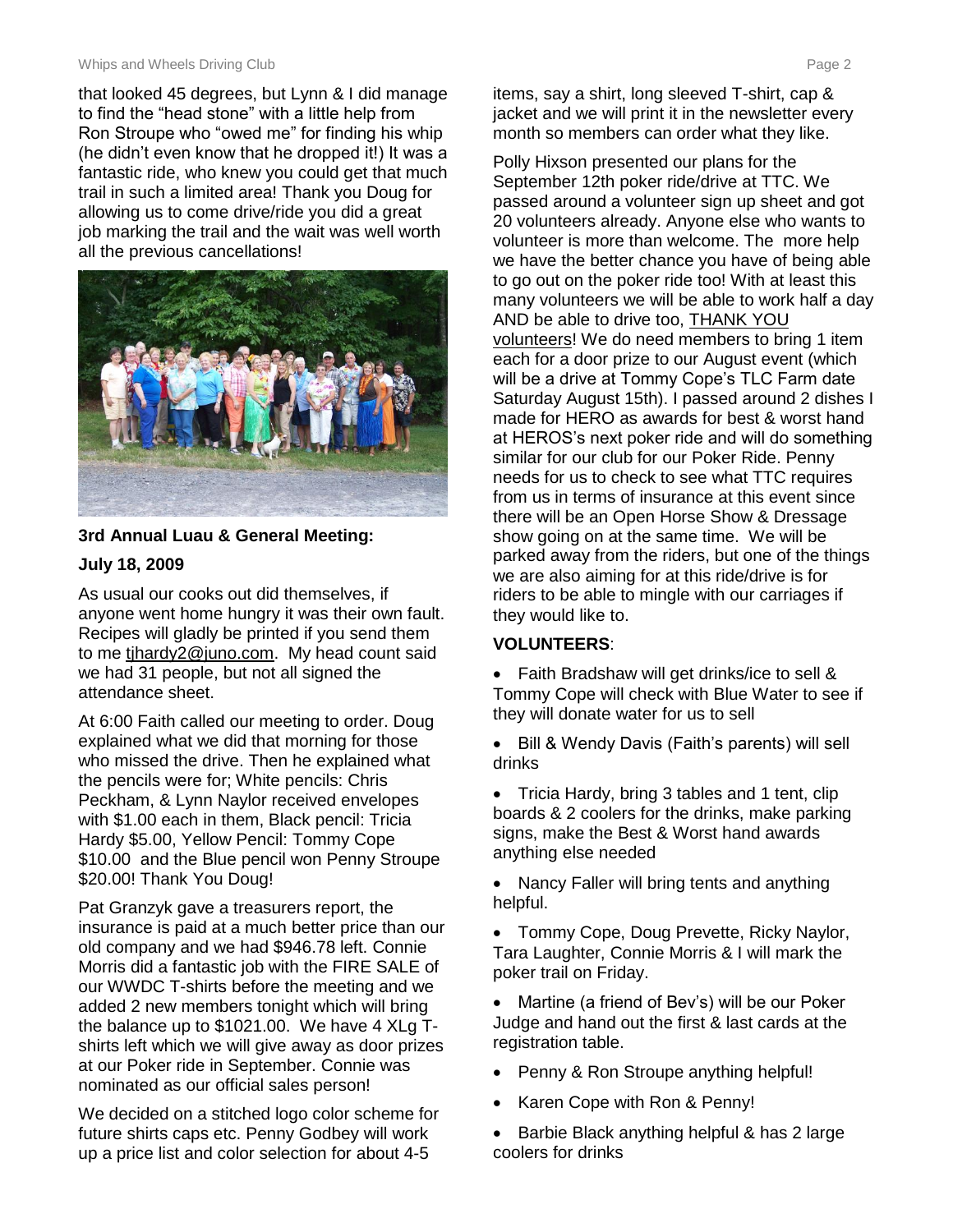that looked 45 degrees, but Lynn & I did manage to find the "head stone" with a little help from Ron Stroupe who "owed me" for finding his whip (he didn't even know that he dropped it!) It was a fantastic ride, who knew you could get that much trail in such a limited area! Thank you Doug for allowing us to come drive/ride you did a great job marking the trail and the wait was well worth all the previous cancellations!

**3rd Annual Luau & General Meeting:**

**July 18, 2009**

As usual our cooks out did themselves, if anyone went home hungry it was their own fault. Recipes will gladly be printed if you send them to me tjhardy2@juno.com. My head count said we had 31 people, but not all signed the attendance sheet.

At 6:00 Faith called our meeting to order. Doug explained what we did that morning for those who missed the drive. Then he explained what the pencils were for; White pencils: Chris Peckham, & Lynn Naylor received envelopes with $1.00 each in them, Black pencil: Tricia Hardy $5.00, Yellow Pencil: Tommy Cope $10.00 and the Blue pencil won Penny Stroupe $20.00! Thank You Doug!

Pat Granzyk gave a treasurers report, the insurance is paid at a much better price than our old company and we had $946.78 left. Connie Morris did a fantastic job with the FIRE SALE of our WWDC T-shirts before the meeting and we added 2 new members tonight which will bring the balance up to $1021.00. We have 4 XLg T-shirts left which we will give away as door prizes at our Poker ride in September. Connie was nominated as our official sales person!

We decided on a stitched logo color scheme for future shirts caps etc. Penny Godbey will work up a price list and color selection for about 4-5 items, say a shirt, long sleeved T-shirt, cap & jacket and we will print it in the newsletter every month so members can order what they like.

Polly Hixson presented our plans for the September 12th poker ride/drive at TTC. We passed around a volunteer sign up sheet and got 20 volunteers already. Anyone else who wants to volunteer is more than welcome. The more help we have the better chance you have of being able to go out on the poker ride too! With at least this many volunteers we will be able to work half a day AND be able to drive too, THANK YOU volunteers! We do need members to bring 1 item each for a door prize to our August event (which will be a drive at Tommy Cope's TLC Farm date Saturday August 15th). I passed around 2 dishes I made for HERO as awards for best & worst hand at HEROS's next poker ride and will do something similar for our club for our Poker Ride. Penny needs for us to check to see what TTC requires from us in terms of insurance at this event since there will be an Open Horse Show & Dressage show going on at the same time. We will be parked away from the riders, but one of the things we are also aiming for at this ride/drive is for riders to be able to mingle with our carriages if they would like to.

**VOLUNTEERS**:

- Faith Bradshaw will get drinks/ice to sell & Tommy Cope will check with Blue Water to see if they will donate water for us to sell
- Bill & Wendy Davis (Faith's parents) will sell drinks
- Tricia Hardy, bring 3 tables and 1 tent, clip boards & 2 coolers for the drinks, make parking signs, make the Best & Worst hand awards anything else needed
- Nancy Faller will bring tents and anything helpful.
- Tommy Cope, Doug Prevette, Ricky Naylor, Tara Laughter, Connie Morris & I will mark the poker trail on Friday.
- Martine (a friend of Bev's) will be our Poker Judge and hand out the first & last cards at the registration table.
- Penny & Ron Stroupe anything helpful!
- Karen Cope with Ron & Penny!
- Barbie Black anything helpful & has 2 large coolers for drinks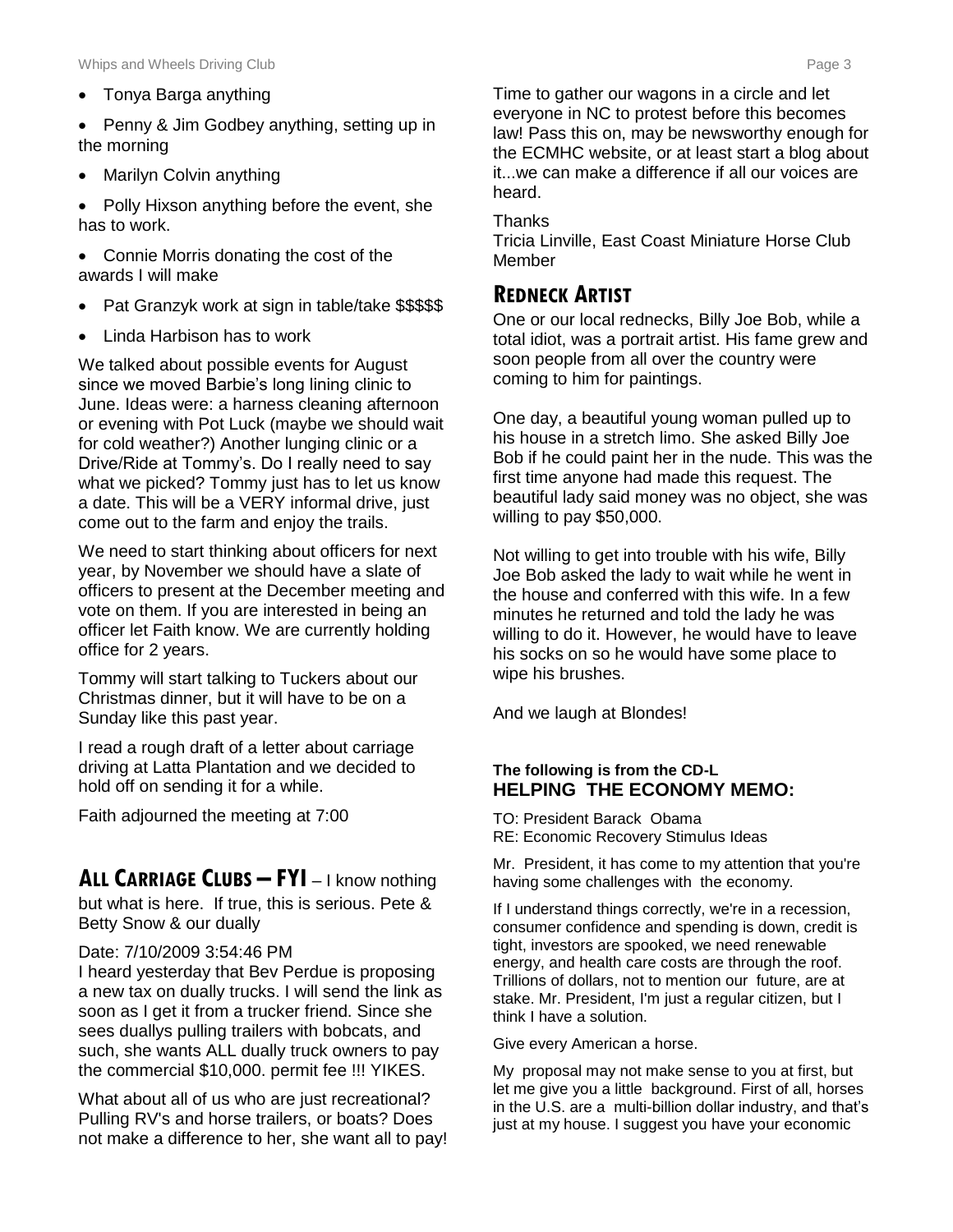- Tonya Barga anything
- Penny & Jim Godbey anything, setting up in the morning
- Marilyn Colvin anything
- Polly Hixson anything before the event, she has to work.
- Connie Morris donating the cost of the awards I will make
- Pat Granzyk work at sign in table/take $$$$$
- Linda Harbison has to work

We talked about possible events for August since we moved Barbie's long lining clinic to June. Ideas were: a harness cleaning afternoon or evening with Pot Luck (maybe we should wait for cold weather?) Another lunging clinic or a Drive/Ride at Tommy's. Do I really need to say what we picked? Tommy just has to let us know a date. This will be a VERY informal drive, just come out to the farm and enjoy the trails.

We need to start thinking about officers for next year, by November we should have a slate of officers to present at the December meeting and vote on them. If you are interested in being an officer let Faith know. We are currently holding office for 2 years.

Tommy will start talking to Tuckers about our Christmas dinner, but it will have to be on a Sunday like this past year.

I read a rough draft of a letter about carriage driving at Latta Plantation and we decided to hold off on sending it for a while.

Faith adjourned the meeting at 7:00

## All Carriage Clubs – FYI

– I know nothing but what is here. If true, this is serious. Pete & Betty Snow & our dually

Date: 7/10/2009 3:54:46 PM
I heard yesterday that Bev Perdue is proposing a new tax on dually trucks. I will send the link as soon as I get it from a trucker friend. Since she sees duallys pulling trailers with bobcats, and such, she wants ALL dually truck owners to pay the commercial $10,000. permit fee !!! YIKES.

What about all of us who are just recreational? Pulling RV's and horse trailers, or boats? Does not make a difference to her, she want all to pay! Time to gather our wagons in a circle and let everyone in NC to protest before this becomes law! Pass this on, may be newsworthy enough for the ECMHC website, or at least start a blog about it...we can make a difference if all our voices are heard.

Thanks
Tricia Linville, East Coast Miniature Horse Club Member

## Redneck Artist

One or our local rednecks, Billy Joe Bob, while a total idiot, was a portrait artist. His fame grew and soon people from all over the country were coming to him for paintings.

One day, a beautiful young woman pulled up to his house in a stretch limo. She asked Billy Joe Bob if he could paint her in the nude. This was the first time anyone had made this request. The beautiful lady said money was no object, she was willing to pay $50,000.

Not willing to get into trouble with his wife, Billy Joe Bob asked the lady to wait while he went in the house and conferred with this wife. In a few minutes he returned and told the lady he was willing to do it. However, he would have to leave his socks on so he would have some place to wipe his brushes.

And we laugh at Blondes!

**The following is from the CD-L**

## HELPING THE ECONOMY MEMO:

TO: President Barack Obama
RE: Economic Recovery Stimulus Ideas

Mr. President, it has come to my attention that you're having some challenges with the economy.

If I understand things correctly, we're in a recession, consumer confidence and spending is down, credit is tight, investors are spooked, we need renewable energy, and health care costs are through the roof. Trillions of dollars, not to mention our future, are at stake. Mr. President, I'm just a regular citizen, but I think I have a solution.

Give every American a horse.

My proposal may not make sense to you at first, but let me give you a little background. First of all, horses in the U.S. are a multi-billion dollar industry, and that's just at my house. I suggest you have your economic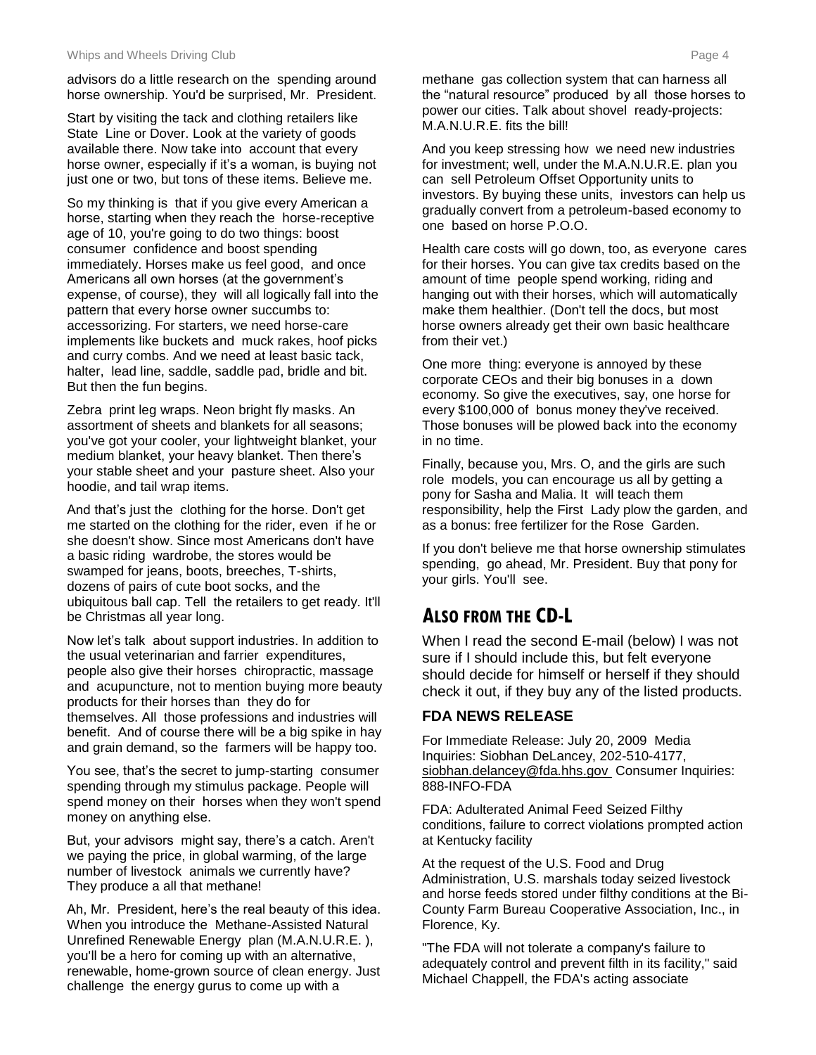advisors do a little research on the spending around horse ownership. You'd be surprised, Mr. President.

Start by visiting the tack and clothing retailers like State Line or Dover. Look at the variety of goods available there. Now take into account that every horse owner, especially if it's a woman, is buying not just one or two, but tons of these items. Believe me.

So my thinking is that if you give every American a horse, starting when they reach the horse-receptive age of 10, you're going to do two things: boost consumer confidence and boost spending immediately. Horses make us feel good, and once Americans all own horses (at the government's expense, of course), they will all logically fall into the pattern that every horse owner succumbs to: accessorizing. For starters, we need horse-care implements like buckets and muck rakes, hoof picks and curry combs. And we need at least basic tack, halter, lead line, saddle, saddle pad, bridle and bit. But then the fun begins.

Zebra print leg wraps. Neon bright fly masks. An assortment of sheets and blankets for all seasons; you've got your cooler, your lightweight blanket, your medium blanket, your heavy blanket. Then there's your stable sheet and your pasture sheet. Also your hoodie, and tail wrap items.

And that's just the clothing for the horse. Don't get me started on the clothing for the rider, even if he or she doesn't show. Since most Americans don't have a basic riding wardrobe, the stores would be swamped for jeans, boots, breeches, T-shirts, dozens of pairs of cute boot socks, and the ubiquitous ball cap. Tell the retailers to get ready. It'll be Christmas all year long.

Now let's talk about support industries. In addition to the usual veterinarian and farrier expenditures, people also give their horses chiropractic, massage and acupuncture, not to mention buying more beauty products for their horses than they do for themselves. All those professions and industries will benefit. And of course there will be a big spike in hay and grain demand, so the farmers will be happy too.

You see, that's the secret to jump-starting consumer spending through my stimulus package. People will spend money on their horses when they won't spend money on anything else.

But, your advisors might say, there's a catch. Aren't we paying the price, in global warming, of the large number of livestock animals we currently have? They produce a all that methane!

Ah, Mr. President, here's the real beauty of this idea. When you introduce the Methane-Assisted Natural Unrefined Renewable Energy plan (M.A.N.U.R.E. ), you'll be a hero for coming up with an alternative, renewable, home-grown source of clean energy. Just challenge the energy gurus to come up with a methane gas collection system that can harness all the "natural resource" produced by all those horses to power our cities. Talk about shovel ready-projects: M.A.N.U.R.E. fits the bill!

And you keep stressing how we need new industries for investment; well, under the M.A.N.U.R.E. plan you can sell Petroleum Offset Opportunity units to investors. By buying these units, investors can help us gradually convert from a petroleum-based economy to one based on horse P.O.O.

Health care costs will go down, too, as everyone cares for their horses. You can give tax credits based on the amount of time people spend working, riding and hanging out with their horses, which will automatically make them healthier. (Don't tell the docs, but most horse owners already get their own basic healthcare from their vet.)

One more thing: everyone is annoyed by these corporate CEOs and their big bonuses in a down economy. So give the executives, say, one horse for every $100,000 of bonus money they've received. Those bonuses will be plowed back into the economy in no time.

Finally, because you, Mrs. O, and the girls are such role models, you can encourage us all by getting a pony for Sasha and Malia. It will teach them responsibility, help the First Lady plow the garden, and as a bonus: free fertilizer for the Rose Garden.

If you don't believe me that horse ownership stimulates spending, go ahead, Mr. President. Buy that pony for your girls. You'll see.

## Also from the CD-L

When I read the second E-mail (below) I was not sure if I should include this, but felt everyone should decide for himself or herself if they should check it out, if they buy any of the listed products.

### FDA NEWS RELEASE

For Immediate Release: July 20, 2009 Media Inquiries: Siobhan DeLancey, 202-510-4177, siobhan.delancey@fda.hhs.gov Consumer Inquiries: 888-INFO-FDA

FDA: Adulterated Animal Feed Seized Filthy conditions, failure to correct violations prompted action at Kentucky facility

At the request of the U.S. Food and Drug Administration, U.S. marshals today seized livestock and horse feeds stored under filthy conditions at the Bi-County Farm Bureau Cooperative Association, Inc., in Florence, Ky.

"The FDA will not tolerate a company's failure to adequately control and prevent filth in its facility," said Michael Chappell, the FDA's acting associate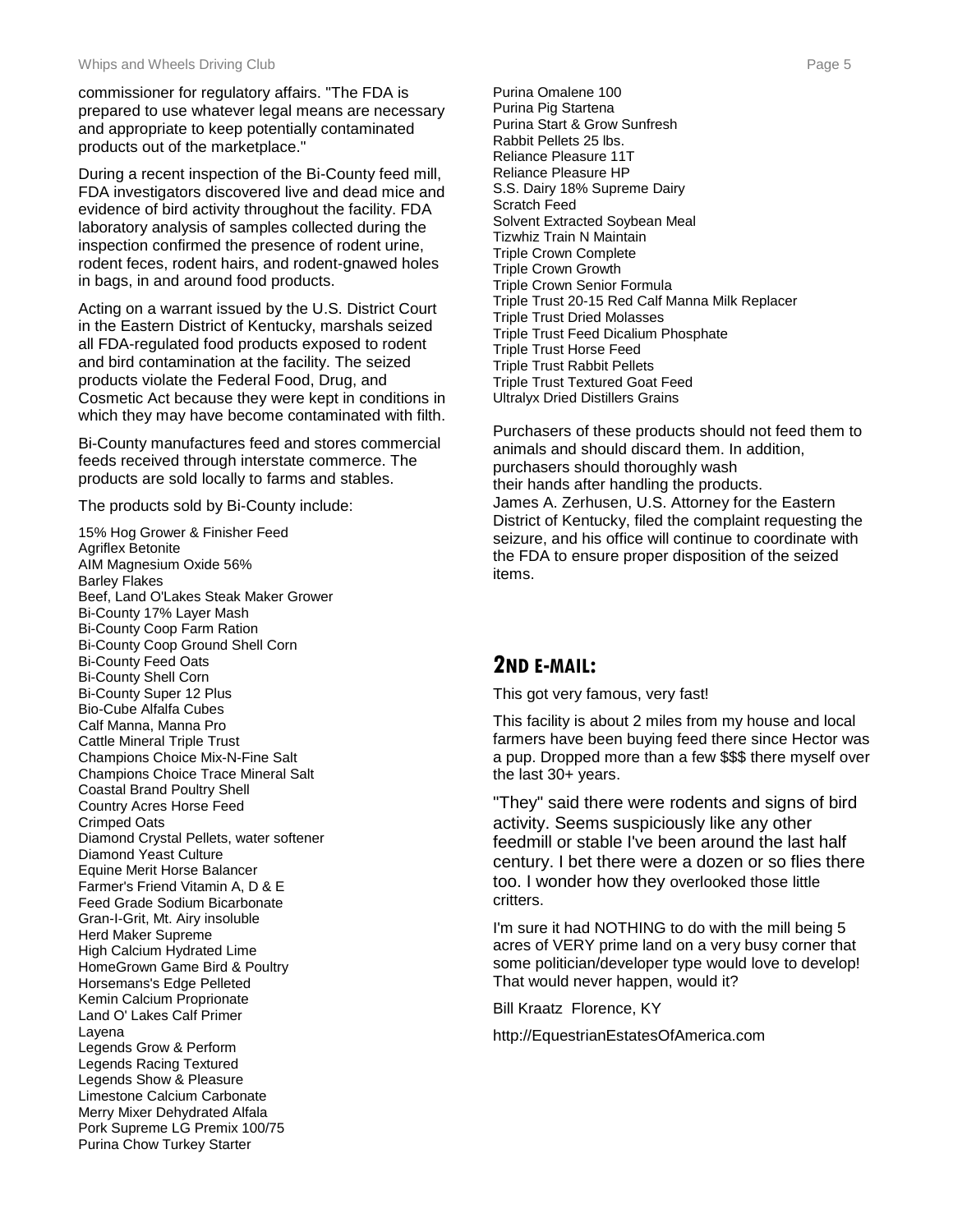commissioner for regulatory affairs. "The FDA is prepared to use whatever legal means are necessary and appropriate to keep potentially contaminated products out of the marketplace."

During a recent inspection of the Bi-County feed mill, FDA investigators discovered live and dead mice and evidence of bird activity throughout the facility. FDA laboratory analysis of samples collected during the inspection confirmed the presence of rodent urine, rodent feces, rodent hairs, and rodent-gnawed holes in bags, in and around food products.

Acting on a warrant issued by the U.S. District Court in the Eastern District of Kentucky, marshals seized all FDA-regulated food products exposed to rodent and bird contamination at the facility. The seized products violate the Federal Food, Drug, and Cosmetic Act because they were kept in conditions in which they may have become contaminated with filth.

Bi-County manufactures feed and stores commercial feeds received through interstate commerce. The products are sold locally to farms and stables.

The products sold by Bi-County include:

15% Hog Grower & Finisher Feed
Agriflex Betonite
AIM Magnesium Oxide 56%
Barley Flakes
Beef, Land O'Lakes Steak Maker Grower
Bi-County 17% Layer Mash
Bi-County Coop Farm Ration
Bi-County Coop Ground Shell Corn
Bi-County Feed Oats
Bi-County Shell Corn
Bi-County Super 12 Plus
Bio-Cube Alfalfa Cubes
Calf Manna, Manna Pro
Cattle Mineral Triple Trust
Champions Choice Mix-N-Fine Salt
Champions Choice Trace Mineral Salt
Coastal Brand Poultry Shell
Country Acres Horse Feed
Crimped Oats
Diamond Crystal Pellets, water softener
Diamond Yeast Culture
Equine Merit Horse Balancer
Farmer's Friend Vitamin A, D & E
Feed Grade Sodium Bicarbonate
Gran-I-Grit, Mt. Airy insoluble
Herd Maker Supreme
High Calcium Hydrated Lime
HomeGrown Game Bird & Poultry
Horsemans's Edge Pelleted
Kemin Calcium Proprionate
Land O' Lakes Calf Primer
Layena
Legends Grow & Perform
Legends Racing Textured
Legends Show & Pleasure
Limestone Calcium Carbonate
Merry Mixer Dehydrated Alfala
Pork Supreme LG Premix 100/75
Purina Chow Turkey Starter
Purina Omalene 100
Purina Pig Startena
Purina Start & Grow Sunfresh
Rabbit Pellets 25 lbs.
Reliance Pleasure 11T
Reliance Pleasure HP
S.S. Dairy 18% Supreme Dairy
Scratch Feed
Solvent Extracted Soybean Meal
Tizwhiz Train N Maintain
Triple Crown Complete
Triple Crown Growth
Triple Crown Senior Formula
Triple Trust 20-15 Red Calf Manna Milk Replacer
Triple Trust Dried Molasses
Triple Trust Feed Dicalium Phosphate
Triple Trust Horse Feed
Triple Trust Rabbit Pellets
Triple Trust Textured Goat Feed
Ultralyx Dried Distillers Grains

Purchasers of these products should not feed them to animals and should discard them. In addition, purchasers should thoroughly wash their hands after handling the products.
James A. Zerhusen, U.S. Attorney for the Eastern District of Kentucky, filed the complaint requesting the seizure, and his office will continue to coordinate with the FDA to ensure proper disposition of the seized items.

## 2ND E-MAIL:

This got very famous, very fast!

This facility is about 2 miles from my house and local farmers have been buying feed there since Hector was a pup. Dropped more than a few $$$ there myself over the last 30+ years.

"They" said there were rodents and signs of bird activity. Seems suspiciously like any other feedmill or stable I've been around the last half century. I bet there were a dozen or so flies there too. I wonder how they overlooked those little critters.

I'm sure it had NOTHING to do with the mill being 5 acres of VERY prime land on a very busy corner that some politician/developer type would love to develop! That would never happen, would it?

Bill Kraatz Florence, KY

http://EquestrianEstatesOfAmerica.com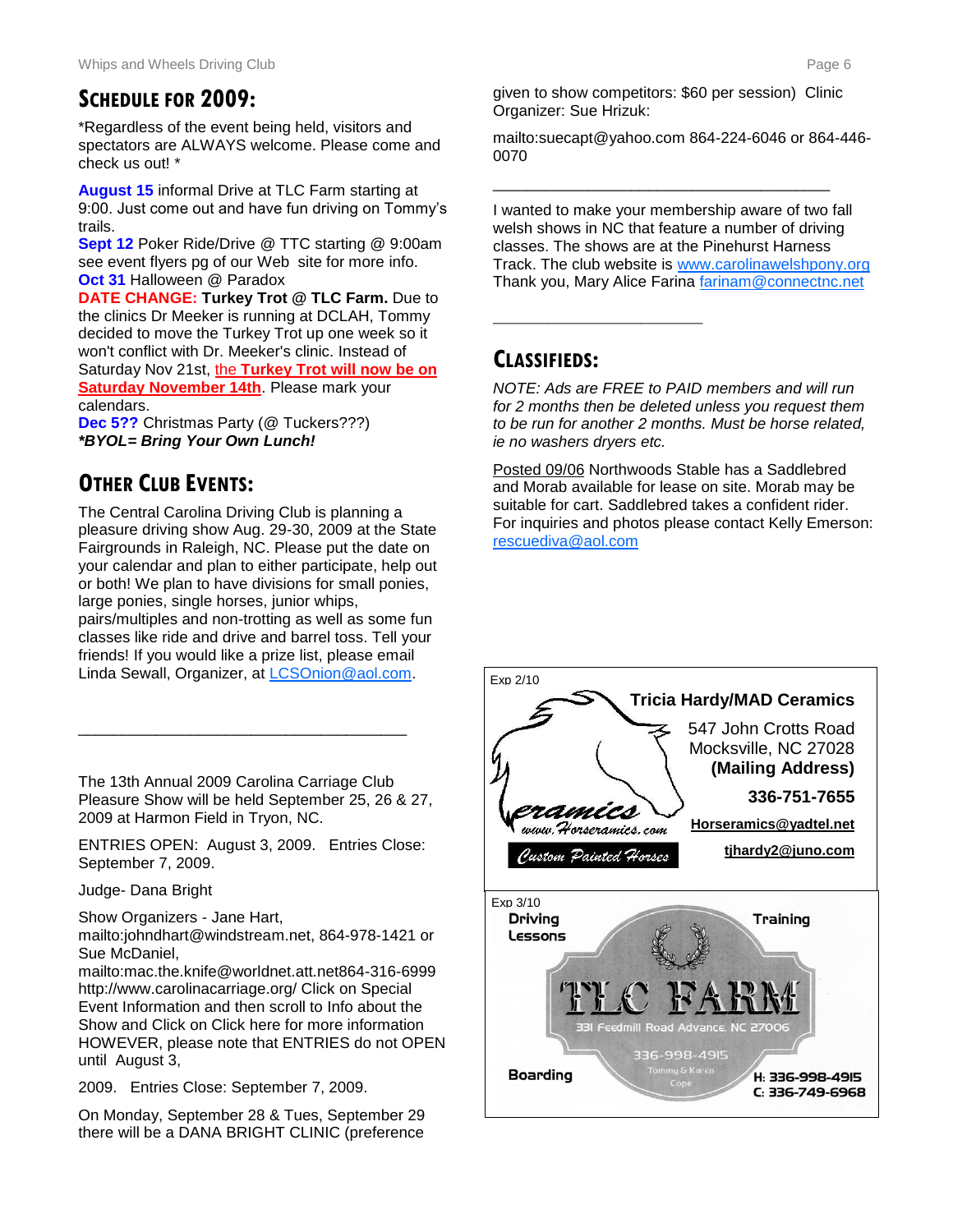## SCHEDULE FOR 2009:

*Regardless of the event being held, visitors and spectators are ALWAYS welcome. Please come and check us out! *

**August 15** informal Drive at TLC Farm starting at 9:00. Just come out and have fun driving on Tommy's trails.
**Sept 12** Poker Ride/Drive @ TTC starting @ 9:00am see event flyers pg of our Web site for more info.
**Oct 31** Halloween @ Paradox
**DATE CHANGE:** **Turkey Trot @ TLC Farm.** Due to the clinics Dr Meeker is running at DCLAH, Tommy decided to move the Turkey Trot up one week so it won't conflict with Dr. Meeker's clinic. Instead of Saturday Nov 21st, the **Turkey Trot will now be on Saturday November 14th**. Please mark your calendars.
**Dec 5??** Christmas Party (@ Tuckers???)
***BYOL= Bring Your Own Lunch!***

## OTHER CLUB EVENTS:

The Central Carolina Driving Club is planning a pleasure driving show Aug. 29-30, 2009 at the State Fairgrounds in Raleigh, NC. Please put the date on your calendar and plan to either participate, help out or both! We plan to have divisions for small ponies, large ponies, single horses, junior whips, pairs/multiples and non-trotting as well as some fun classes like ride and drive and barrel toss. Tell your friends! If you would like a prize list, please email Linda Sewall, Organizer, at LCSOnion@aol.com.

---

The 13th Annual 2009 Carolina Carriage Club Pleasure Show will be held September 25, 26 & 27, 2009 at Harmon Field in Tryon, NC.

ENTRIES OPEN: August 3, 2009. Entries Close: September 7, 2009.

Judge- Dana Bright

Show Organizers - Jane Hart, mailto:johndhart@windstream.net, 864-978-1421 or Sue McDaniel, mailto:mac.the.knife@worldnet.att.net864-316-6999 http://www.carolinacarriage.org/ Click on Special Event Information and then scroll to Info about the Show and Click on Click here for more information HOWEVER, please note that ENTRIES do not OPEN until August 3,

2009. Entries Close: September 7, 2009.

On Monday, September 28 & Tues, September 29 there will be a DANA BRIGHT CLINIC (preference given to show competitors: $60 per session) Clinic Organizer: Sue Hrizuk:

mailto:suecapt@yahoo.com 864-224-6046 or 864-446-0070

---

I wanted to make your membership aware of two fall welsh shows in NC that feature a number of driving classes. The shows are at the Pinehurst Harness Track. The club website is www.carolinawelshpony.org Thank you, Mary Alice Farina farinam@connectnc.net

---

## CLASSIFIEDS:

*NOTE: Ads are FREE to PAID members and will run for 2 months then be deleted unless you request them to be run for another 2 months. Must be horse related, ie no washers dryers etc.*

Posted 09/06 Northwoods Stable has a Saddlebred and Morab available for lease on site. Morab may be suitable for cart. Saddlebred takes a confident rider. For inquiries and photos please contact Kelly Emerson: rescuediva@aol.com

Exp 2/10

**Tricia Hardy/MAD Ceramics**
547 John Crotts Road
Mocksville, NC 27028
**(Mailing Address)**
**336-751-7655**
**Horseramics@yadtel.net**
**tjhardy2@juno.com**
Ceramics www.Horseramics.com
Custom Painted Horses

Exp 3/10

**Driving Lessons** | **Training** | **Boarding**

**TLC FARM**
331 Feedmill Road Advance, NC 27006
336-998-4915
Tommy & Karen Cope
**H: 336-998-4915**
**C: 336-749-6968**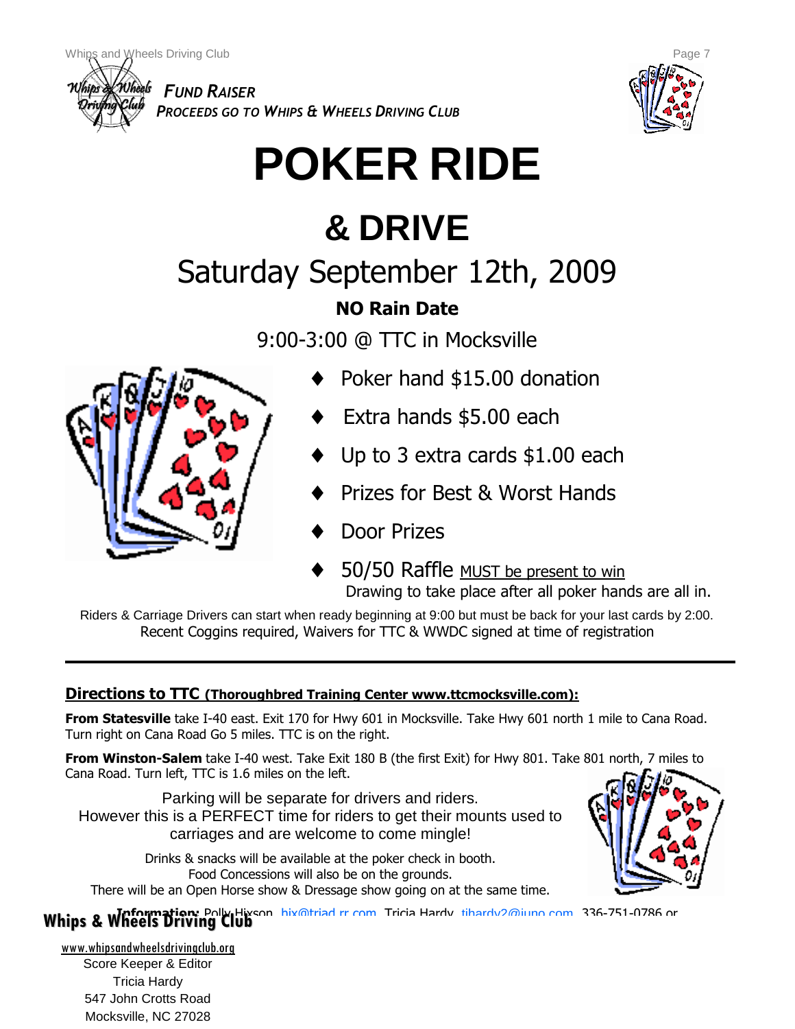*FUND RAISER*

*PROCEEDS GO TO WHIPS & WHEELS DRIVING CLUB*

# POKER RIDE

# & DRIVE

## Saturday September 12th, 2009

**NO Rain Date**

9:00-3:00 @ TTC in Mocksville

- Poker hand $15.00 donation
- Extra hands $5.00 each
- Up to 3 extra cards $1.00 each
- Prizes for Best & Worst Hands
- Door Prizes
- 50/50 Raffle <u>MUST be present to win</u>
  Drawing to take place after all poker hands are all in.

Riders & Carriage Drivers can start when ready beginning at 9:00 but must be back for your last cards by 2:00.
Recent Coggins required, Waivers for TTC & WWDC signed at time of registration

---

**<u>Directions to TTC (Thoroughbred Training Center www.ttcmocksville.com):</u>**

**From Statesville** take I-40 east. Exit 170 for Hwy 601 in Mocksville. Take Hwy 601 north 1 mile to Cana Road. Turn right on Cana Road Go 5 miles. TTC is on the right.

**From Winston-Salem** take I-40 west. Take Exit 180 B (the first Exit) for Hwy 801. Take 801 north, 7 miles to Cana Road. Turn left, TTC is 1.6 miles on the left.

Parking will be separate for drivers and riders.
However this is a PERFECT time for riders to get their mounts used to carriages and are welcome to come mingle!

Drinks & snacks will be available at the poker check in booth.
Food Concessions will also be on the grounds.
There will be an Open Horse show & Dressage show going on at the same time.

**Information:** Polly Hixson hix@triad.rr.com Tricia Hardy tjhardy2@juno.com 336-751-0786 or

**Whips & Wheels Driving Club**

www.whipsandwheelsdrivingclub.org

Score Keeper & Editor
Tricia Hardy
547 John Crotts Road
Mocksville, NC 27028